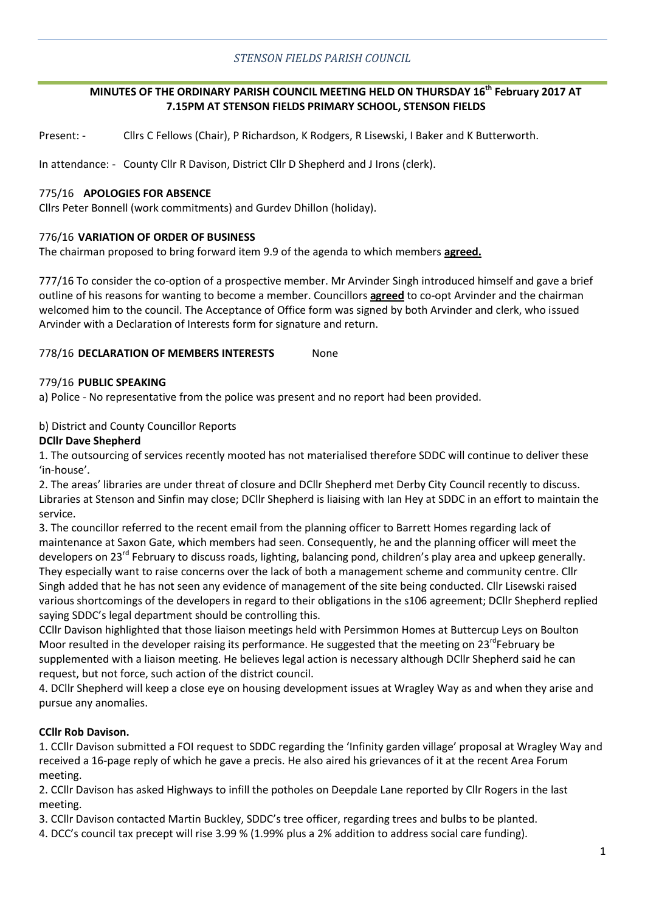*STENSON FIELDS PARISH COUNCIL*

**MINUTES OF THE ORDINARY PARISH COUNCIL MEETING HELD ON THURSDAY 16th February 2017 AT 7.15PM AT STENSON FIELDS PRIMARY SCHOOL, STENSON FIELDS**

Present: - Cllrs C Fellows (Chair), P Richardson, K Rodgers, R Lisewski, I Baker and K Butterworth.

In attendance: - County Cllr R Davison, District Cllr D Shepherd and J Irons (clerk).

775/16 **APOLOGIES FOR ABSENCE**

Cllrs Peter Bonnell (work commitments) and Gurdev Dhillon (holiday).

776/16 **VARIATION OF ORDER OF BUSINESS**

The chairman proposed to bring forward item 9.9 of the agenda to which members **agreed.**

777/16 To consider the co-option of a prospective member. Mr Arvinder Singh introduced himself and gave a brief outline of his reasons for wanting to become a member. Councillors **agreed** to co-opt Arvinder and the chairman welcomed him to the council. The Acceptance of Office form was signed by both Arvinder and clerk, who issued Arvinder with a Declaration of Interests form for signature and return.

778/16 **DECLARATION OF MEMBERS INTERESTS** None

779/16 **PUBLIC SPEAKING**

a) Police - No representative from the police was present and no report had been provided.

b) District and County Councillor Reports

**DCllr Dave Shepherd**

1. The outsourcing of services recently mooted has not materialised therefore SDDC will continue to deliver these 'in-house'.
2. The areas' libraries are under threat of closure and DCllr Shepherd met Derby City Council recently to discuss. Libraries at Stenson and Sinfin may close; DCllr Shepherd is liaising with Ian Hey at SDDC in an effort to maintain the service.
3. The councillor referred to the recent email from the planning officer to Barrett Homes regarding lack of maintenance at Saxon Gate, which members had seen. Consequently, he and the planning officer will meet the developers on 23rd February to discuss roads, lighting, balancing pond, children's play area and upkeep generally. They especially want to raise concerns over the lack of both a management scheme and community centre. Cllr Singh added that he has not seen any evidence of management of the site being conducted. Cllr Lisewski raised various shortcomings of the developers in regard to their obligations in the s106 agreement; DCllr Shepherd replied saying SDDC's legal department should be controlling this.
CCllr Davison highlighted that those liaison meetings held with Persimmon Homes at Buttercup Leys on Boulton Moor resulted in the developer raising its performance. He suggested that the meeting on 23rdFebruary be supplemented with a liaison meeting. He believes legal action is necessary although DCllr Shepherd said he can request, but not force, such action of the district council.
4. DCllr Shepherd will keep a close eye on housing development issues at Wragley Way as and when they arise and pursue any anomalies.

**CCllr Rob Davison.**

1. CCllr Davison submitted a FOI request to SDDC regarding the 'Infinity garden village' proposal at Wragley Way and received a 16-page reply of which he gave a precis. He also aired his grievances of it at the recent Area Forum meeting.
2. CCllr Davison has asked Highways to infill the potholes on Deepdale Lane reported by Cllr Rogers in the last meeting.
3. CCllr Davison contacted Martin Buckley, SDDC's tree officer, regarding trees and bulbs to be planted.
4. DCC's council tax precept will rise 3.99 % (1.99% plus a 2% addition to address social care funding).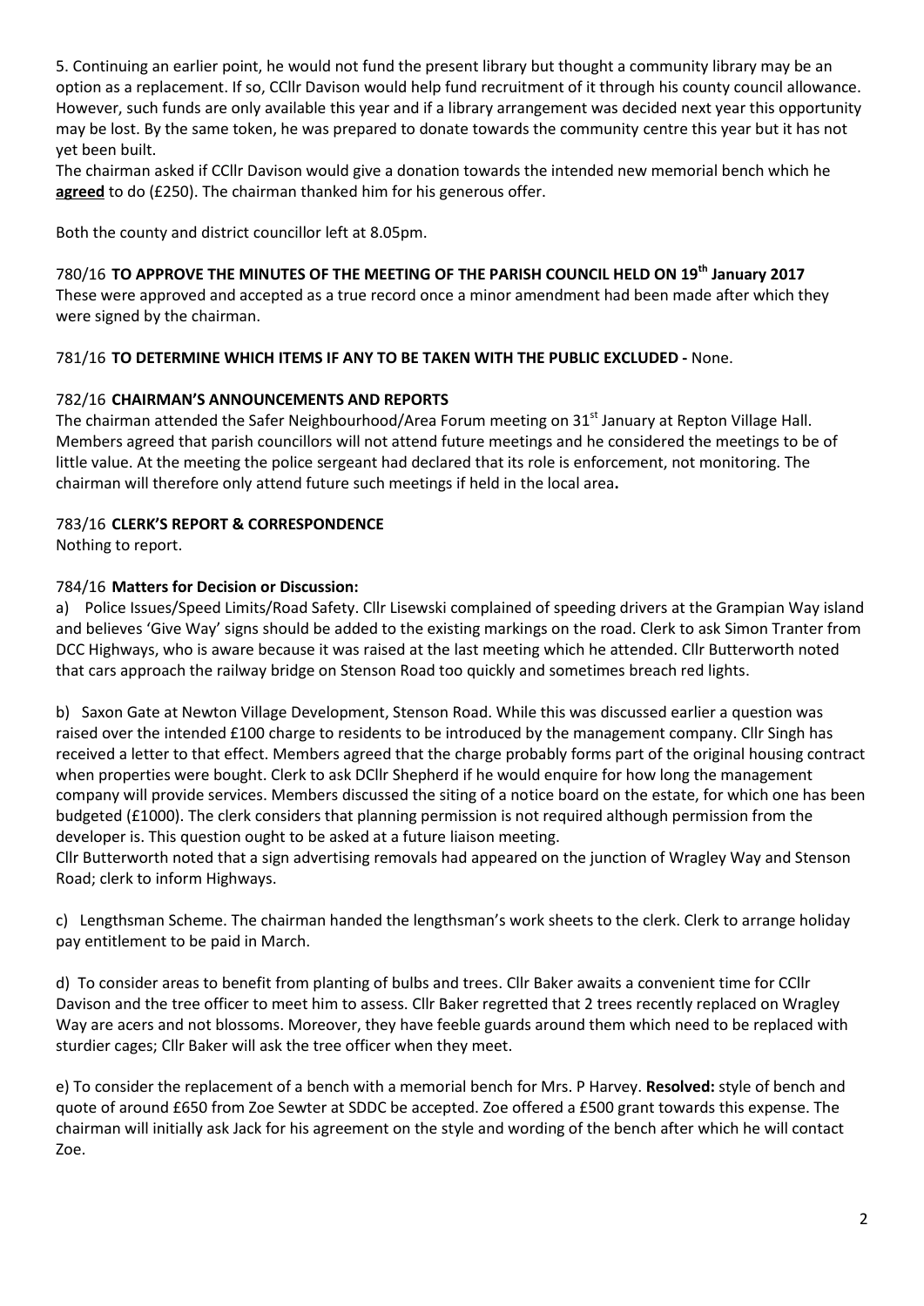5. Continuing an earlier point, he would not fund the present library but thought a community library may be an option as a replacement. If so, CCllr Davison would help fund recruitment of it through his county council allowance. However, such funds are only available this year and if a library arrangement was decided next year this opportunity may be lost. By the same token, he was prepared to donate towards the community centre this year but it has not yet been built.

The chairman asked if CCllr Davison would give a donation towards the intended new memorial bench which he **agreed** to do (£250). The chairman thanked him for his generous offer.

Both the county and district councillor left at 8.05pm.

780/16 **TO APPROVE THE MINUTES OF THE MEETING OF THE PARISH COUNCIL HELD ON 19th January 2017**

These were approved and accepted as a true record once a minor amendment had been made after which they were signed by the chairman.

781/16 **TO DETERMINE WHICH ITEMS IF ANY TO BE TAKEN WITH THE PUBLIC EXCLUDED -** None.

782/16 **CHAIRMAN'S ANNOUNCEMENTS AND REPORTS**

The chairman attended the Safer Neighbourhood/Area Forum meeting on 31st January at Repton Village Hall. Members agreed that parish councillors will not attend future meetings and he considered the meetings to be of little value. At the meeting the police sergeant had declared that its role is enforcement, not monitoring. The chairman will therefore only attend future such meetings if held in the local area**.**

783/16 **CLERK'S REPORT & CORRESPONDENCE**

Nothing to report.

784/16 **Matters for Decision or Discussion:**

a) Police Issues/Speed Limits/Road Safety. Cllr Lisewski complained of speeding drivers at the Grampian Way island and believes 'Give Way' signs should be added to the existing markings on the road. Clerk to ask Simon Tranter from DCC Highways, who is aware because it was raised at the last meeting which he attended. Cllr Butterworth noted that cars approach the railway bridge on Stenson Road too quickly and sometimes breach red lights.

b) Saxon Gate at Newton Village Development, Stenson Road. While this was discussed earlier a question was raised over the intended £100 charge to residents to be introduced by the management company. Cllr Singh has received a letter to that effect. Members agreed that the charge probably forms part of the original housing contract when properties were bought. Clerk to ask DCllr Shepherd if he would enquire for how long the management company will provide services. Members discussed the siting of a notice board on the estate, for which one has been budgeted (£1000). The clerk considers that planning permission is not required although permission from the developer is. This question ought to be asked at a future liaison meeting.

Cllr Butterworth noted that a sign advertising removals had appeared on the junction of Wragley Way and Stenson Road; clerk to inform Highways.

c) Lengthsman Scheme. The chairman handed the lengthsman's work sheets to the clerk. Clerk to arrange holiday pay entitlement to be paid in March.

d) To consider areas to benefit from planting of bulbs and trees. Cllr Baker awaits a convenient time for CCllr Davison and the tree officer to meet him to assess. Cllr Baker regretted that 2 trees recently replaced on Wragley Way are acers and not blossoms. Moreover, they have feeble guards around them which need to be replaced with sturdier cages; Cllr Baker will ask the tree officer when they meet.

e) To consider the replacement of a bench with a memorial bench for Mrs. P Harvey. **Resolved:** style of bench and quote of around £650 from Zoe Sewter at SDDC be accepted. Zoe offered a £500 grant towards this expense. The chairman will initially ask Jack for his agreement on the style and wording of the bench after which he will contact Zoe.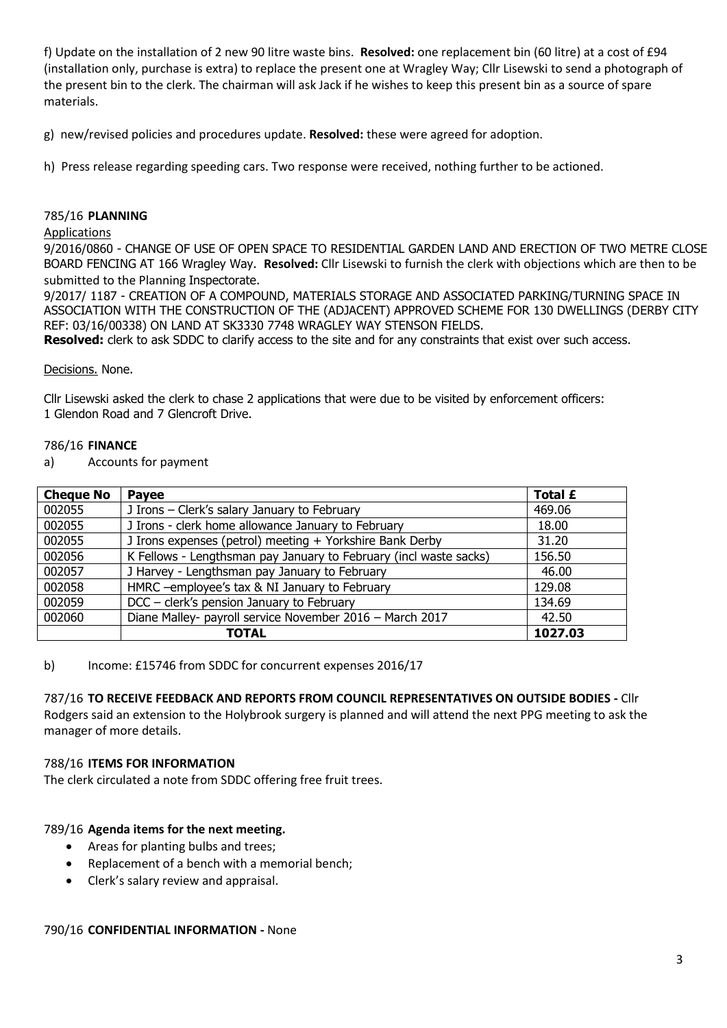f) Update on the installation of 2 new 90 litre waste bins. **Resolved:** one replacement bin (60 litre) at a cost of £94 (installation only, purchase is extra) to replace the present one at Wragley Way; Cllr Lisewski to send a photograph of the present bin to the clerk. The chairman will ask Jack if he wishes to keep this present bin as a source of spare materials.

g) new/revised policies and procedures update. **Resolved:** these were agreed for adoption.

h) Press release regarding speeding cars. Two response were received, nothing further to be actioned.

785/16 **PLANNING**

Applications

9/2016/0860 - CHANGE OF USE OF OPEN SPACE TO RESIDENTIAL GARDEN LAND AND ERECTION OF TWO METRE CLOSE BOARD FENCING AT 166 Wragley Way. **Resolved:** Cllr Lisewski to furnish the clerk with objections which are then to be submitted to the Planning Inspectorate.

9/2017/ 1187 - CREATION OF A COMPOUND, MATERIALS STORAGE AND ASSOCIATED PARKING/TURNING SPACE IN ASSOCIATION WITH THE CONSTRUCTION OF THE (ADJACENT) APPROVED SCHEME FOR 130 DWELLINGS (DERBY CITY REF: 03/16/00338) ON LAND AT SK3330 7748 WRAGLEY WAY STENSON FIELDS.

**Resolved:** clerk to ask SDDC to clarify access to the site and for any constraints that exist over such access.

Decisions. None.

Cllr Lisewski asked the clerk to chase 2 applications that were due to be visited by enforcement officers: 1 Glendon Road and 7 Glencroft Drive.

786/16 **FINANCE**

a) Accounts for payment

| Cheque No | Payee | Total £ |
|---|---|---|
| 002055 | J Irons – Clerk's salary January to February | 469.06 |
| 002055 | J Irons - clerk home allowance January to February | 18.00 |
| 002055 | J Irons expenses (petrol) meeting + Yorkshire Bank Derby | 31.20 |
| 002056 | K Fellows - Lengthsman pay January to February (incl waste sacks) | 156.50 |
| 002057 | J Harvey - Lengthsman pay January to February | 46.00 |
| 002058 | HMRC –employee's tax & NI January to February | 129.08 |
| 002059 | DCC – clerk's pension January to February | 134.69 |
| 002060 | Diane Malley- payroll service November 2016 – March 2017 | 42.50 |
| | **TOTAL** | **1027.03** |

b) Income: £15746 from SDDC for concurrent expenses 2016/17

787/16 **TO RECEIVE FEEDBACK AND REPORTS FROM COUNCIL REPRESENTATIVES ON OUTSIDE BODIES -** Cllr Rodgers said an extension to the Holybrook surgery is planned and will attend the next PPG meeting to ask the manager of more details.

788/16 **ITEMS FOR INFORMATION**

The clerk circulated a note from SDDC offering free fruit trees.

789/16 **Agenda items for the next meeting.**

- Areas for planting bulbs and trees;
- Replacement of a bench with a memorial bench;
- Clerk's salary review and appraisal.

790/16 **CONFIDENTIAL INFORMATION -** None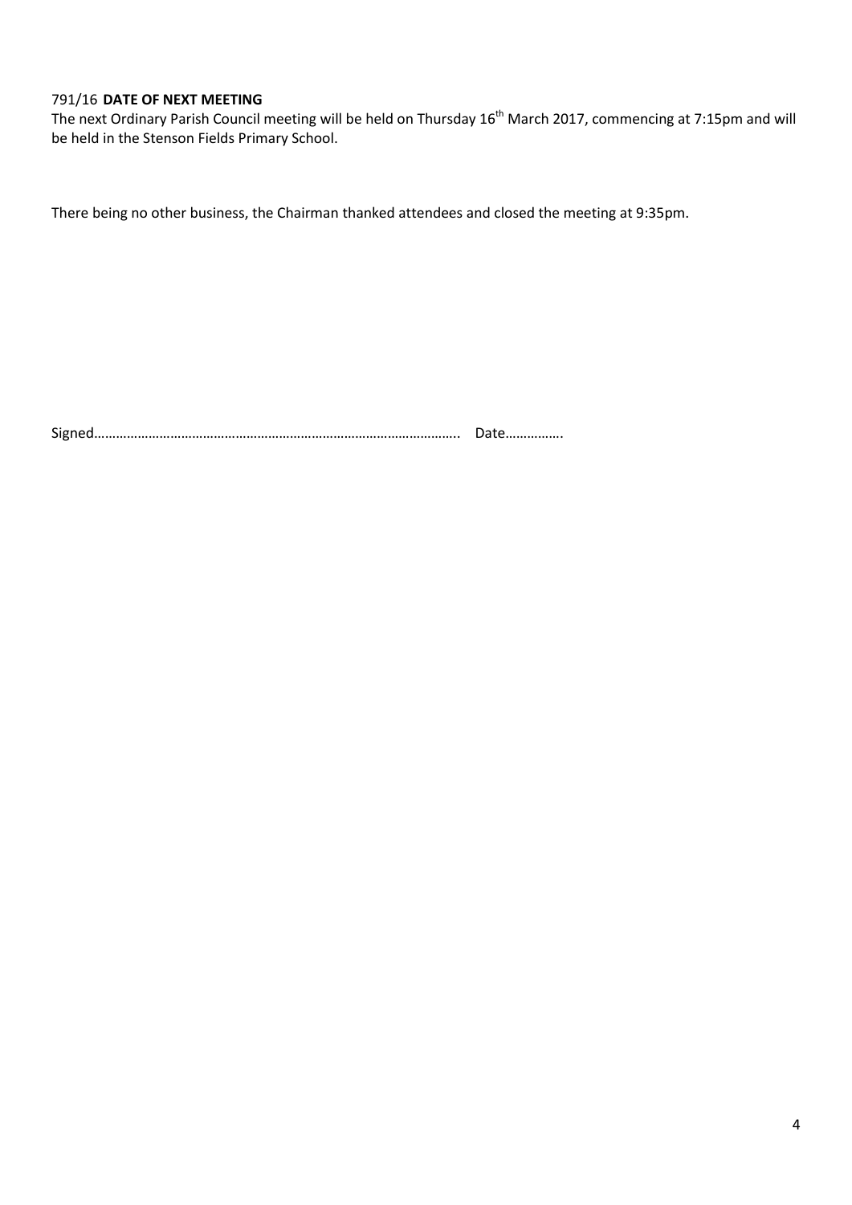791/16 **DATE OF NEXT MEETING**

The next Ordinary Parish Council meeting will be held on Thursday 16th March 2017, commencing at 7:15pm and will be held in the Stenson Fields Primary School.

There being no other business, the Chairman thanked attendees and closed the meeting at 9:35pm.

Signed………………………………………………………………………………….. Date…………….